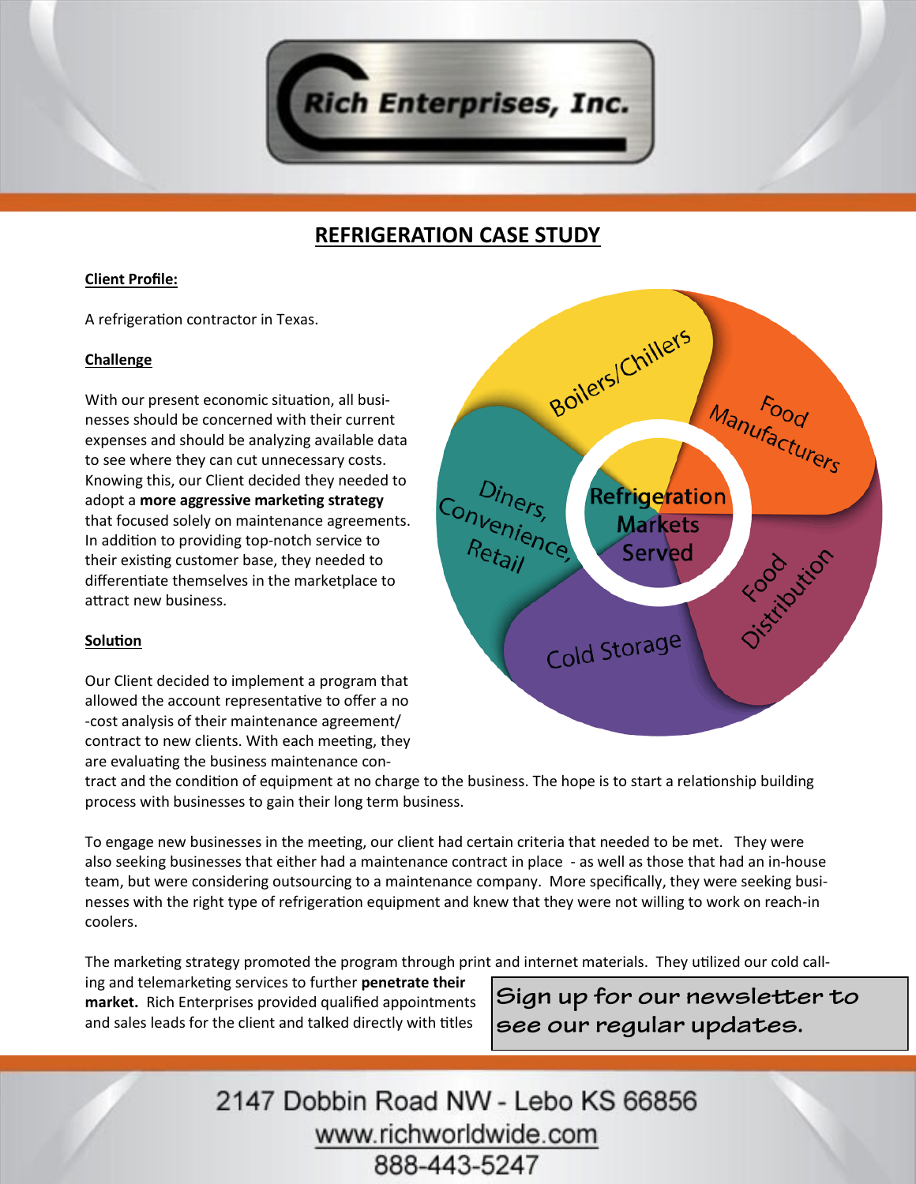Rich Enterprises, Inc.

# REFRIGERATION CASE STUDY

**Client Profile:**

A refrigeration contractor in Texas.

**Challenge**

With our present economic situation, all businesses should be concerned with their current expenses and should be analyzing available data to see where they can cut unnecessary costs. Knowing this, our Client decided they needed to adopt a **more aggressive marketing strategy** that focused solely on maintenance agreements. In addition to providing top-notch service to their existing customer base, they needed to differentiate themselves in the marketplace to attract new business.

Refrigeration Markets Served: Boilers/Chillers, Food Manufacturers, Food Distribution, Cold Storage, Diners, Convenience, Retail

**Solution**

Our Client decided to implement a program that allowed the account representative to offer a no-cost analysis of their maintenance agreement/contract to new clients. With each meeting, they are evaluating the business maintenance contract and the condition of equipment at no charge to the business. The hope is to start a relationship building process with businesses to gain their long term business.

To engage new businesses in the meeting, our client had certain criteria that needed to be met. They were also seeking businesses that either had a maintenance contract in place - as well as those that had an in-house team, but were considering outsourcing to a maintenance company. More specifically, they were seeking businesses with the right type of refrigeration equipment and knew that they were not willing to work on reach-in coolers.

The marketing strategy promoted the program through print and internet materials. They utilized our cold calling and telemarketing services to further **penetrate their market.** Rich Enterprises provided qualified appointments and sales leads for the client and talked directly with titles

Sign up for our newsletter to see our regular updates.

2147 Dobbin Road NW - Lebo KS 66856
www.richworldwide.com
888-443-5247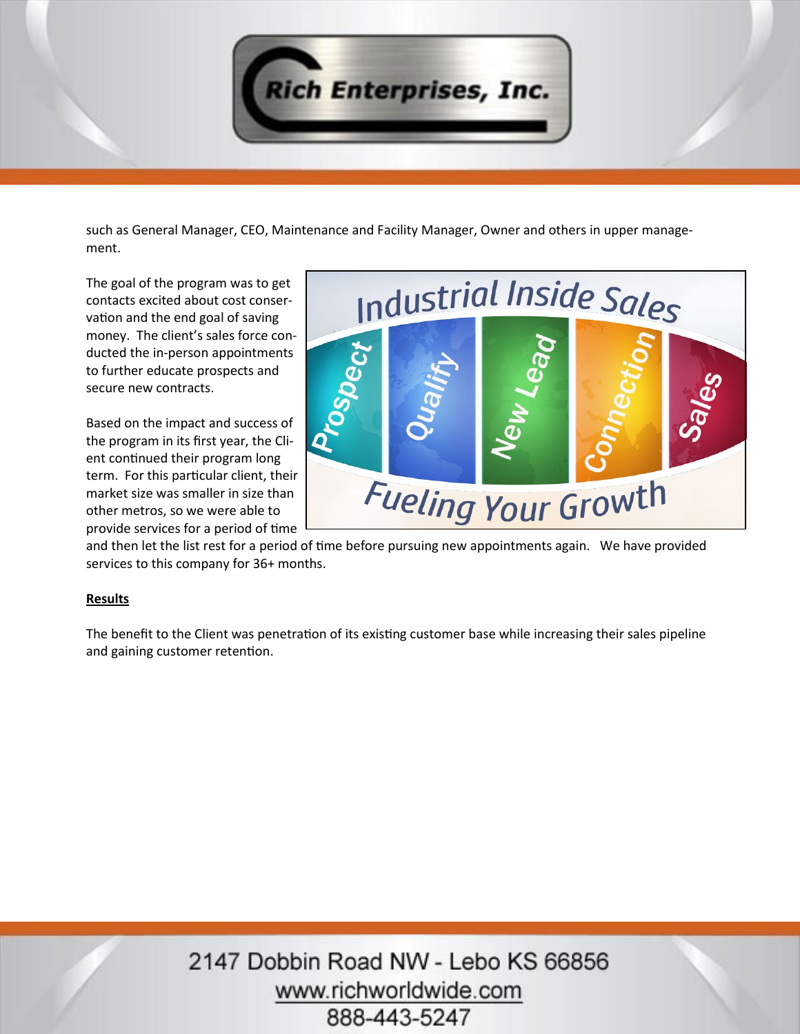such as General Manager, CEO, Maintenance and Facility Manager, Owner and others in upper management.

The goal of the program was to get contacts excited about cost conservation and the end goal of saving money. The client's sales force conducted the in-person appointments to further educate prospects and secure new contracts.

Based on the impact and success of the program in its first year, the Client continued their program long term. For this particular client, their market size was smaller in size than other metros, so we were able to provide services for a period of time and then let the list rest for a period of time before pursuing new appointments again. We have provided services to this company for 36+ months.

**Results**

The benefit to the Client was penetration of its existing customer base while increasing their sales pipeline and gaining customer retention.